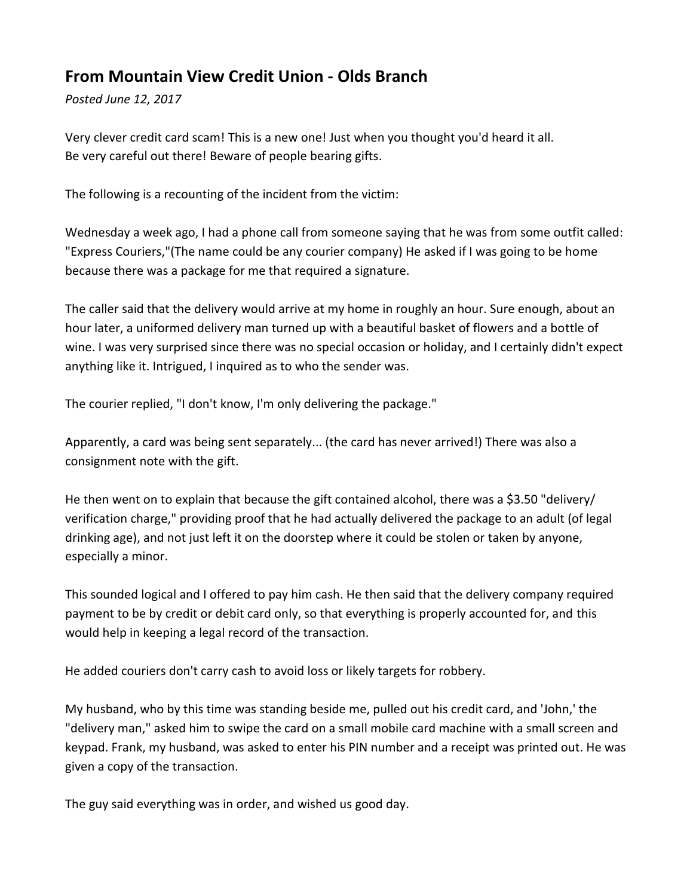## From Mountain View Credit Union - Olds Branch

*Posted June 12, 2017*

Very clever credit card scam! This is a new one! Just when you thought you'd heard it all.
Be very careful out there! Beware of people bearing gifts.

The following is a recounting of the incident from the victim:

Wednesday a week ago, I had a phone call from someone saying that he was from some outfit called: "Express Couriers,"(The name could be any courier company) He asked if I was going to be home because there was a package for me that required a signature.

The caller said that the delivery would arrive at my home in roughly an hour. Sure enough, about an hour later, a uniformed delivery man turned up with a beautiful basket of flowers and a bottle of wine. I was very surprised since there was no special occasion or holiday, and I certainly didn't expect anything like it. Intrigued, I inquired as to who the sender was.

The courier replied, "I don't know, I'm only delivering the package."

Apparently, a card was being sent separately... (the card has never arrived!) There was also a consignment note with the gift.

He then went on to explain that because the gift contained alcohol, there was a $3.50 "delivery/ verification charge," providing proof that he had actually delivered the package to an adult (of legal drinking age), and not just left it on the doorstep where it could be stolen or taken by anyone, especially a minor.

This sounded logical and I offered to pay him cash. He then said that the delivery company required payment to be by credit or debit card only, so that everything is properly accounted for, and this would help in keeping a legal record of the transaction.

He added couriers don't carry cash to avoid loss or likely targets for robbery.

My husband, who by this time was standing beside me, pulled out his credit card, and 'John,' the "delivery man," asked him to swipe the card on a small mobile card machine with a small screen and keypad. Frank, my husband, was asked to enter his PIN number and a receipt was printed out. He was given a copy of the transaction.

The guy said everything was in order, and wished us good day.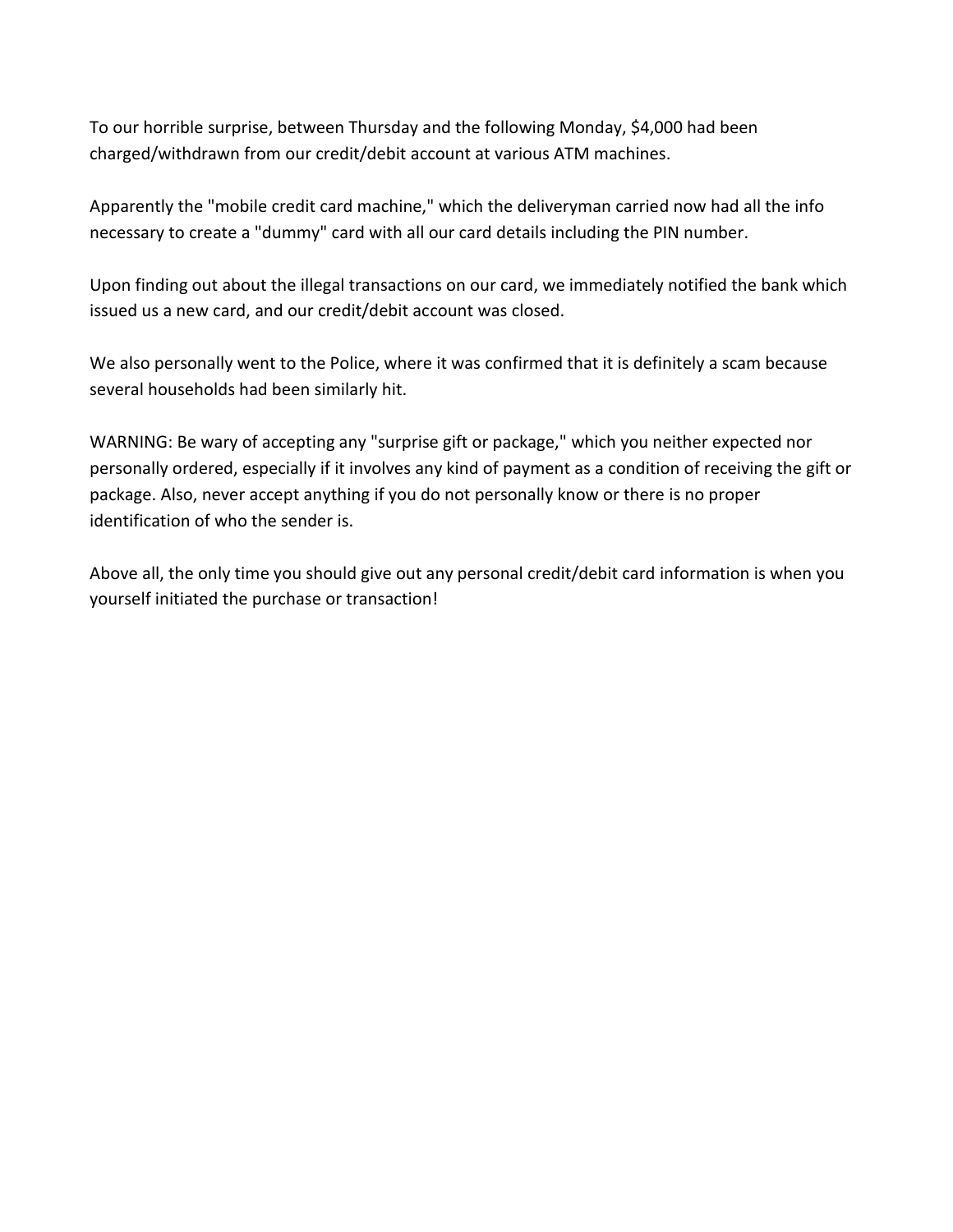To our horrible surprise, between Thursday and the following Monday, $4,000 had been charged/withdrawn from our credit/debit account at various ATM machines.

Apparently the "mobile credit card machine," which the deliveryman carried now had all the info necessary to create a "dummy" card with all our card details including the PIN number.

Upon finding out about the illegal transactions on our card, we immediately notified the bank which issued us a new card, and our credit/debit account was closed.

We also personally went to the Police, where it was confirmed that it is definitely a scam because several households had been similarly hit.

WARNING: Be wary of accepting any "surprise gift or package," which you neither expected nor personally ordered, especially if it involves any kind of payment as a condition of receiving the gift or package. Also, never accept anything if you do not personally know or there is no proper identification of who the sender is.

Above all, the only time you should give out any personal credit/debit card information is when you yourself initiated the purchase or transaction!